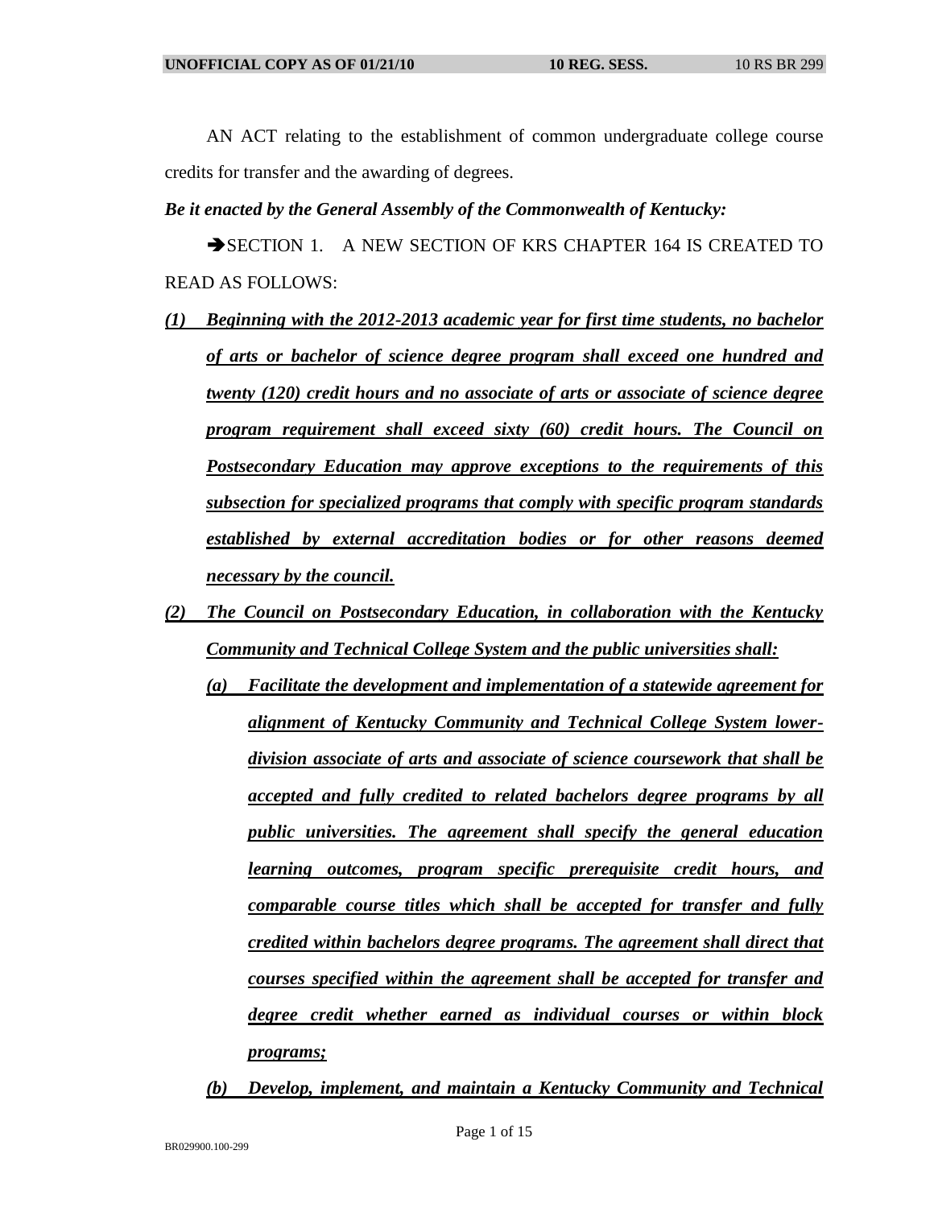AN ACT relating to the establishment of common undergraduate college course credits for transfer and the awarding of degrees.

***Be it enacted by the General Assembly of the Commonwealth of Kentucky:***

➔SECTION 1. A NEW SECTION OF KRS CHAPTER 164 IS CREATED TO READ AS FOLLOWS:

***(1) Beginning with the 2012-2013 academic year for first time students, no bachelor of arts or bachelor of science degree program shall exceed one hundred and twenty (120) credit hours and no associate of arts or associate of science degree program requirement shall exceed sixty (60) credit hours. The Council on Postsecondary Education may approve exceptions to the requirements of this subsection for specialized programs that comply with specific program standards established by external accreditation bodies or for other reasons deemed necessary by the council.***

***(2) The Council on Postsecondary Education, in collaboration with the Kentucky Community and Technical College System and the public universities shall:***

***(a) Facilitate the development and implementation of a statewide agreement for alignment of Kentucky Community and Technical College System lower-division associate of arts and associate of science coursework that shall be accepted and fully credited to related bachelors degree programs by all public universities. The agreement shall specify the general education learning outcomes, program specific prerequisite credit hours, and comparable course titles which shall be accepted for transfer and fully credited within bachelors degree programs. The agreement shall direct that courses specified within the agreement shall be accepted for transfer and degree credit whether earned as individual courses or within block programs;***

***(b) Develop, implement, and maintain a Kentucky Community and Technical***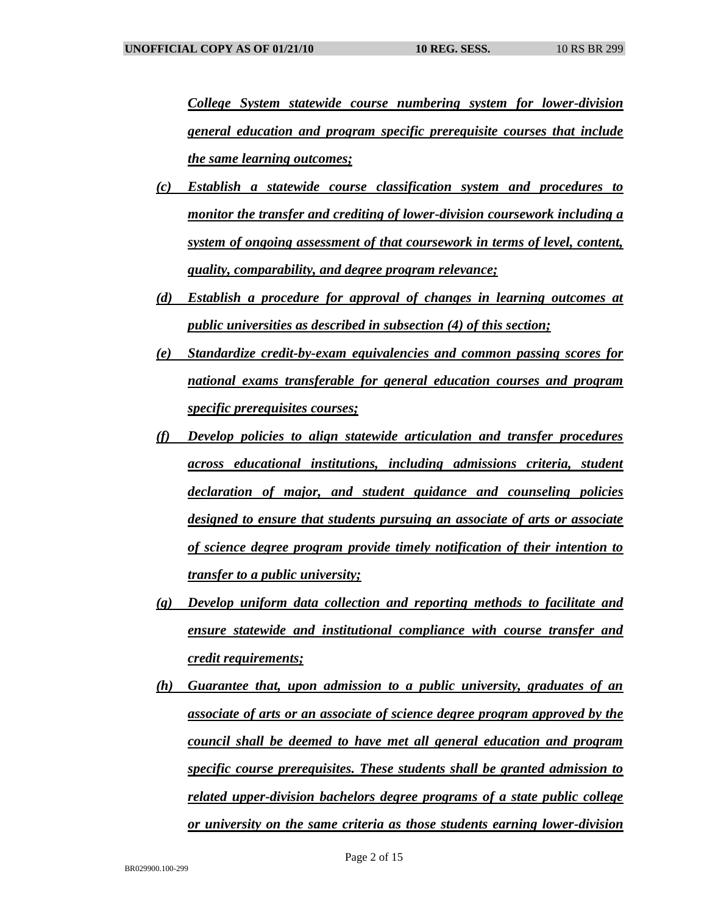*College System statewide course numbering system for lower-division general education and program specific prerequisite courses that include the same learning outcomes;*

*(c) Establish a statewide course classification system and procedures to monitor the transfer and crediting of lower-division coursework including a system of ongoing assessment of that coursework in terms of level, content, quality, comparability, and degree program relevance;*

*(d) Establish a procedure for approval of changes in learning outcomes at public universities as described in subsection (4) of this section;*

*(e) Standardize credit-by-exam equivalencies and common passing scores for national exams transferable for general education courses and program specific prerequisites courses;*

*(f) Develop policies to align statewide articulation and transfer procedures across educational institutions, including admissions criteria, student declaration of major, and student guidance and counseling policies designed to ensure that students pursuing an associate of arts or associate of science degree program provide timely notification of their intention to transfer to a public university;*

*(g) Develop uniform data collection and reporting methods to facilitate and ensure statewide and institutional compliance with course transfer and credit requirements;*

*(h) Guarantee that, upon admission to a public university, graduates of an associate of arts or an associate of science degree program approved by the council shall be deemed to have met all general education and program specific course prerequisites. These students shall be granted admission to related upper-division bachelors degree programs of a state public college or university on the same criteria as those students earning lower-division*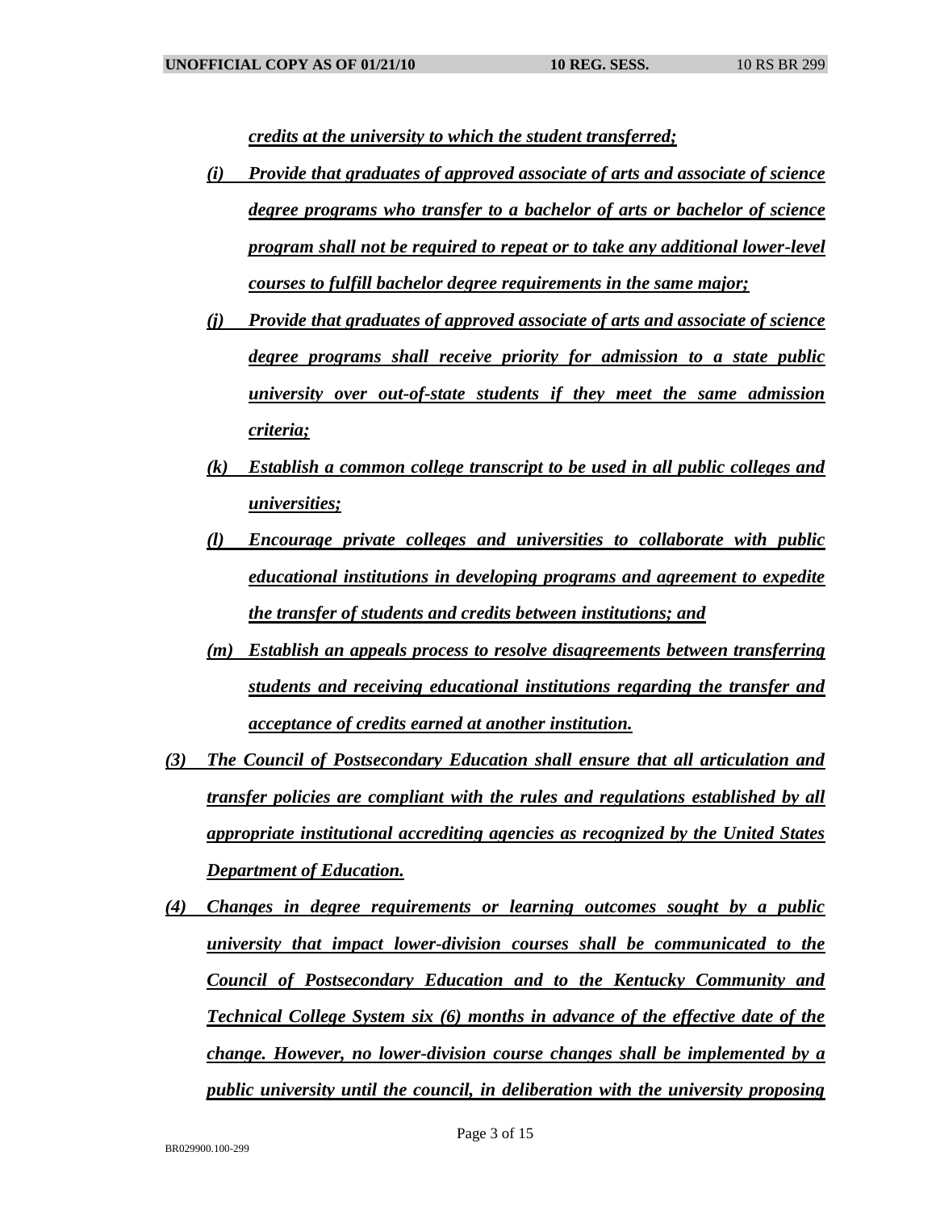*credits at the university to which the student transferred;*

(i) *Provide that graduates of approved associate of arts and associate of science degree programs who transfer to a bachelor of arts or bachelor of science program shall not be required to repeat or to take any additional lower-level courses to fulfill bachelor degree requirements in the same major;*

(j) *Provide that graduates of approved associate of arts and associate of science degree programs shall receive priority for admission to a state public university over out-of-state students if they meet the same admission criteria;*

(k) *Establish a common college transcript to be used in all public colleges and universities;*

(l) *Encourage private colleges and universities to collaborate with public educational institutions in developing programs and agreement to expedite the transfer of students and credits between institutions; and*

(m) *Establish an appeals process to resolve disagreements between transferring students and receiving educational institutions regarding the transfer and acceptance of credits earned at another institution.*

(3) *The Council of Postsecondary Education shall ensure that all articulation and transfer policies are compliant with the rules and regulations established by all appropriate institutional accrediting agencies as recognized by the United States Department of Education.*

(4) *Changes in degree requirements or learning outcomes sought by a public university that impact lower-division courses shall be communicated to the Council of Postsecondary Education and to the Kentucky Community and Technical College System six (6) months in advance of the effective date of the change. However, no lower-division course changes shall be implemented by a public university until the council, in deliberation with the university proposing*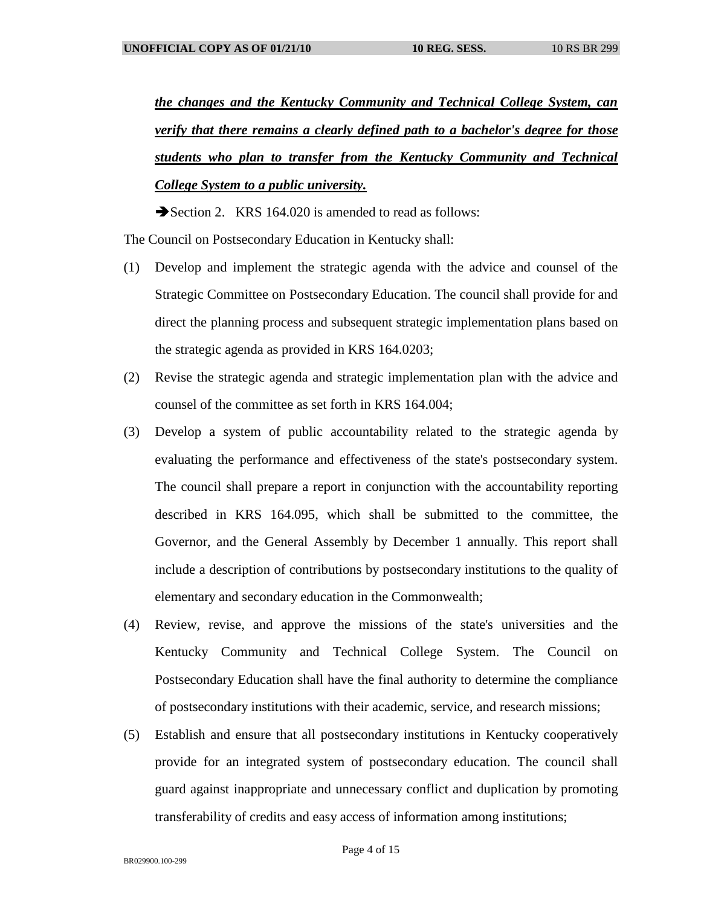***the changes and the Kentucky Community and Technical College System, can verify that there remains a clearly defined path to a bachelor's degree for those students who plan to transfer from the Kentucky Community and Technical College System to a public university.***

➔Section 2. KRS 164.020 is amended to read as follows:

The Council on Postsecondary Education in Kentucky shall:

(1) Develop and implement the strategic agenda with the advice and counsel of the Strategic Committee on Postsecondary Education. The council shall provide for and direct the planning process and subsequent strategic implementation plans based on the strategic agenda as provided in KRS 164.0203;

(2) Revise the strategic agenda and strategic implementation plan with the advice and counsel of the committee as set forth in KRS 164.004;

(3) Develop a system of public accountability related to the strategic agenda by evaluating the performance and effectiveness of the state's postsecondary system. The council shall prepare a report in conjunction with the accountability reporting described in KRS 164.095, which shall be submitted to the committee, the Governor, and the General Assembly by December 1 annually. This report shall include a description of contributions by postsecondary institutions to the quality of elementary and secondary education in the Commonwealth;

(4) Review, revise, and approve the missions of the state's universities and the Kentucky Community and Technical College System. The Council on Postsecondary Education shall have the final authority to determine the compliance of postsecondary institutions with their academic, service, and research missions;

(5) Establish and ensure that all postsecondary institutions in Kentucky cooperatively provide for an integrated system of postsecondary education. The council shall guard against inappropriate and unnecessary conflict and duplication by promoting transferability of credits and easy access of information among institutions;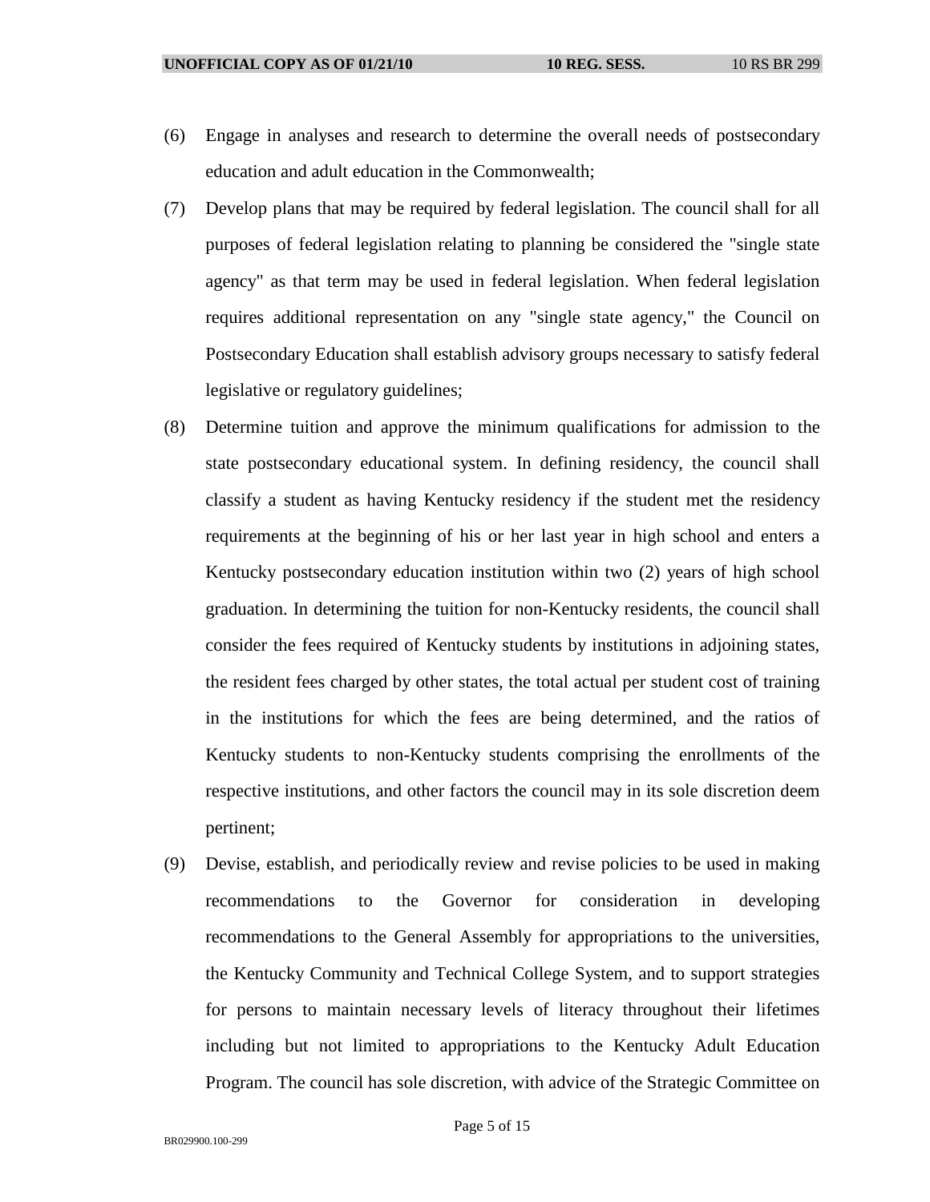(6) Engage in analyses and research to determine the overall needs of postsecondary education and adult education in the Commonwealth;

(7) Develop plans that may be required by federal legislation. The council shall for all purposes of federal legislation relating to planning be considered the "single state agency" as that term may be used in federal legislation. When federal legislation requires additional representation on any "single state agency," the Council on Postsecondary Education shall establish advisory groups necessary to satisfy federal legislative or regulatory guidelines;

(8) Determine tuition and approve the minimum qualifications for admission to the state postsecondary educational system. In defining residency, the council shall classify a student as having Kentucky residency if the student met the residency requirements at the beginning of his or her last year in high school and enters a Kentucky postsecondary education institution within two (2) years of high school graduation. In determining the tuition for non-Kentucky residents, the council shall consider the fees required of Kentucky students by institutions in adjoining states, the resident fees charged by other states, the total actual per student cost of training in the institutions for which the fees are being determined, and the ratios of Kentucky students to non-Kentucky students comprising the enrollments of the respective institutions, and other factors the council may in its sole discretion deem pertinent;

(9) Devise, establish, and periodically review and revise policies to be used in making recommendations to the Governor for consideration in developing recommendations to the General Assembly for appropriations to the universities, the Kentucky Community and Technical College System, and to support strategies for persons to maintain necessary levels of literacy throughout their lifetimes including but not limited to appropriations to the Kentucky Adult Education Program. The council has sole discretion, with advice of the Strategic Committee on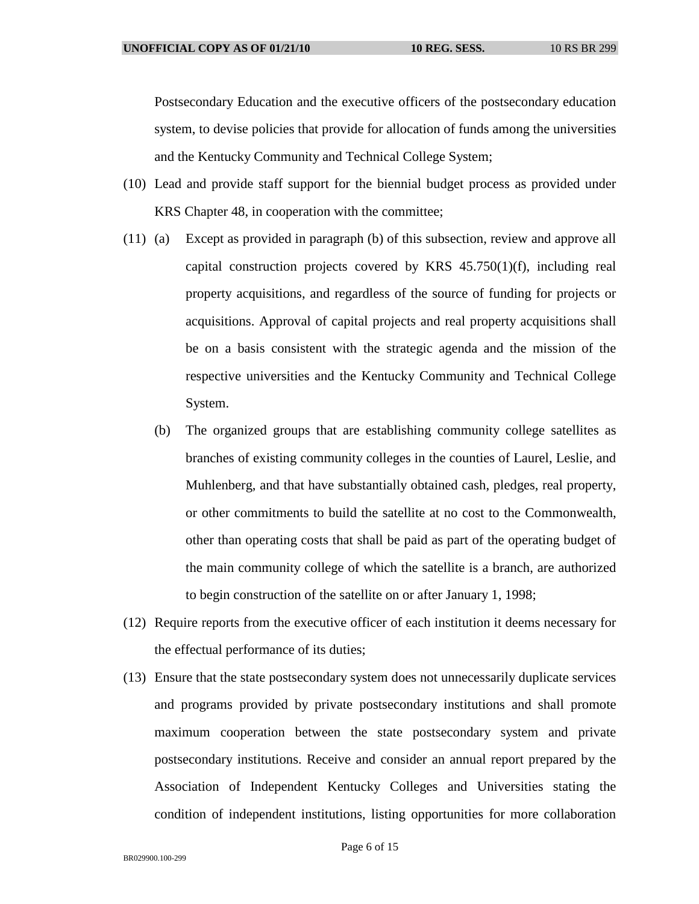Postsecondary Education and the executive officers of the postsecondary education system, to devise policies that provide for allocation of funds among the universities and the Kentucky Community and Technical College System;

(10) Lead and provide staff support for the biennial budget process as provided under KRS Chapter 48, in cooperation with the committee;

(11) (a) Except as provided in paragraph (b) of this subsection, review and approve all capital construction projects covered by KRS 45.750(1)(f), including real property acquisitions, and regardless of the source of funding for projects or acquisitions. Approval of capital projects and real property acquisitions shall be on a basis consistent with the strategic agenda and the mission of the respective universities and the Kentucky Community and Technical College System.

(b) The organized groups that are establishing community college satellites as branches of existing community colleges in the counties of Laurel, Leslie, and Muhlenberg, and that have substantially obtained cash, pledges, real property, or other commitments to build the satellite at no cost to the Commonwealth, other than operating costs that shall be paid as part of the operating budget of the main community college of which the satellite is a branch, are authorized to begin construction of the satellite on or after January 1, 1998;

(12) Require reports from the executive officer of each institution it deems necessary for the effectual performance of its duties;

(13) Ensure that the state postsecondary system does not unnecessarily duplicate services and programs provided by private postsecondary institutions and shall promote maximum cooperation between the state postsecondary system and private postsecondary institutions. Receive and consider an annual report prepared by the Association of Independent Kentucky Colleges and Universities stating the condition of independent institutions, listing opportunities for more collaboration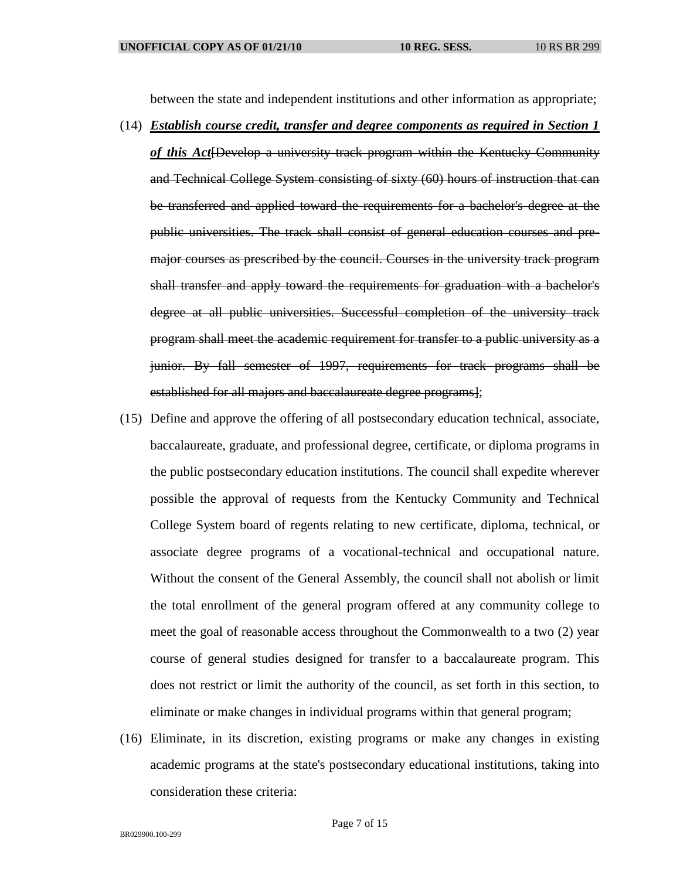between the state and independent institutions and other information as appropriate;

(14) ***Establish course credit, transfer and degree components as required in Section 1 of this Act***[~~Develop a university track program within the Kentucky Community and Technical College System consisting of sixty (60) hours of instruction that can be transferred and applied toward the requirements for a bachelor's degree at the public universities. The track shall consist of general education courses and pre-major courses as prescribed by the council. Courses in the university track program shall transfer and apply toward the requirements for graduation with a bachelor's degree at all public universities. Successful completion of the university track program shall meet the academic requirement for transfer to a public university as a junior. By fall semester of 1997, requirements for track programs shall be established for all majors and baccalaureate degree programs~~];

(15) Define and approve the offering of all postsecondary education technical, associate, baccalaureate, graduate, and professional degree, certificate, or diploma programs in the public postsecondary education institutions. The council shall expedite wherever possible the approval of requests from the Kentucky Community and Technical College System board of regents relating to new certificate, diploma, technical, or associate degree programs of a vocational-technical and occupational nature. Without the consent of the General Assembly, the council shall not abolish or limit the total enrollment of the general program offered at any community college to meet the goal of reasonable access throughout the Commonwealth to a two (2) year course of general studies designed for transfer to a baccalaureate program. This does not restrict or limit the authority of the council, as set forth in this section, to eliminate or make changes in individual programs within that general program;

(16) Eliminate, in its discretion, existing programs or make any changes in existing academic programs at the state's postsecondary educational institutions, taking into consideration these criteria: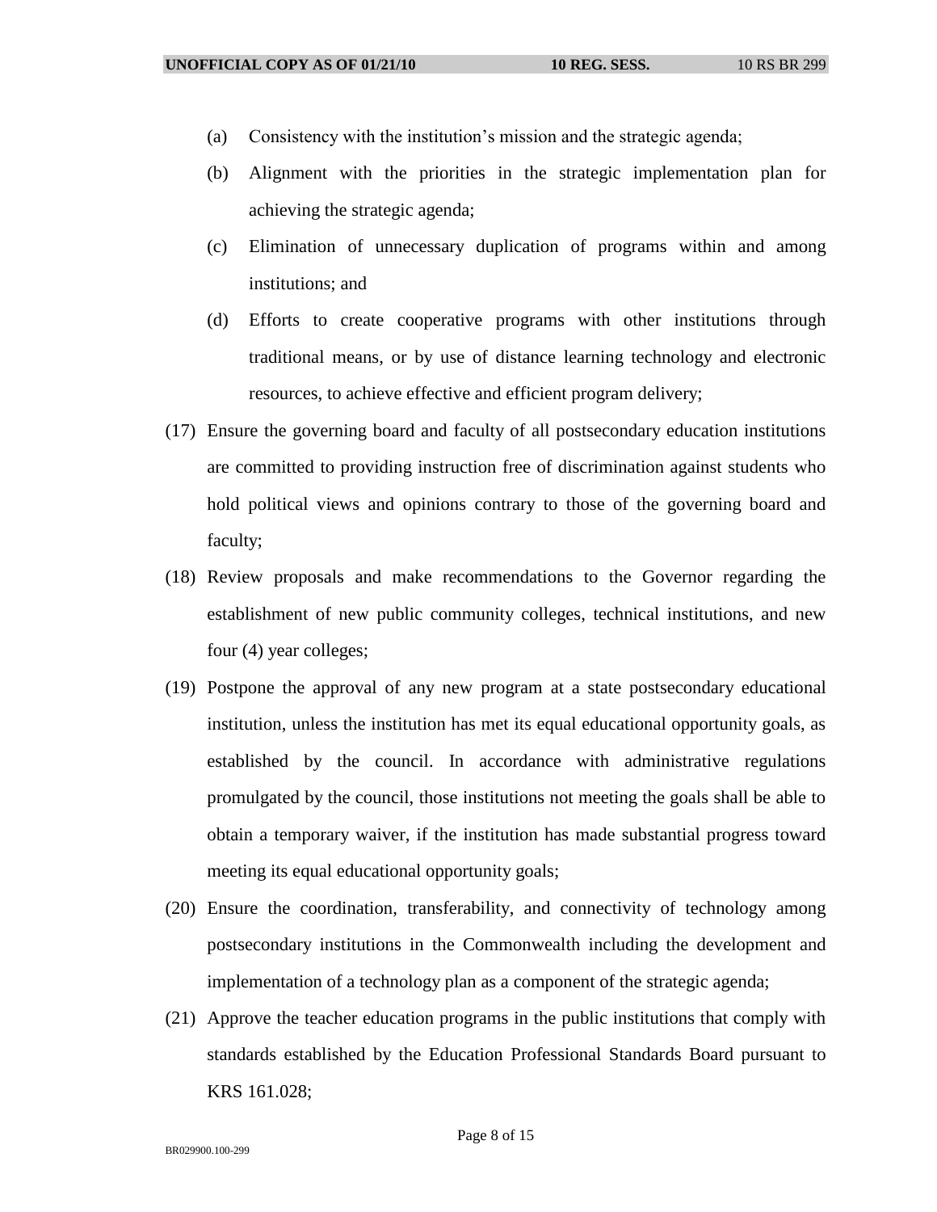(a) Consistency with the institution's mission and the strategic agenda;

(b) Alignment with the priorities in the strategic implementation plan for achieving the strategic agenda;

(c) Elimination of unnecessary duplication of programs within and among institutions; and

(d) Efforts to create cooperative programs with other institutions through traditional means, or by use of distance learning technology and electronic resources, to achieve effective and efficient program delivery;

(17) Ensure the governing board and faculty of all postsecondary education institutions are committed to providing instruction free of discrimination against students who hold political views and opinions contrary to those of the governing board and faculty;

(18) Review proposals and make recommendations to the Governor regarding the establishment of new public community colleges, technical institutions, and new four (4) year colleges;

(19) Postpone the approval of any new program at a state postsecondary educational institution, unless the institution has met its equal educational opportunity goals, as established by the council. In accordance with administrative regulations promulgated by the council, those institutions not meeting the goals shall be able to obtain a temporary waiver, if the institution has made substantial progress toward meeting its equal educational opportunity goals;

(20) Ensure the coordination, transferability, and connectivity of technology among postsecondary institutions in the Commonwealth including the development and implementation of a technology plan as a component of the strategic agenda;

(21) Approve the teacher education programs in the public institutions that comply with standards established by the Education Professional Standards Board pursuant to KRS 161.028;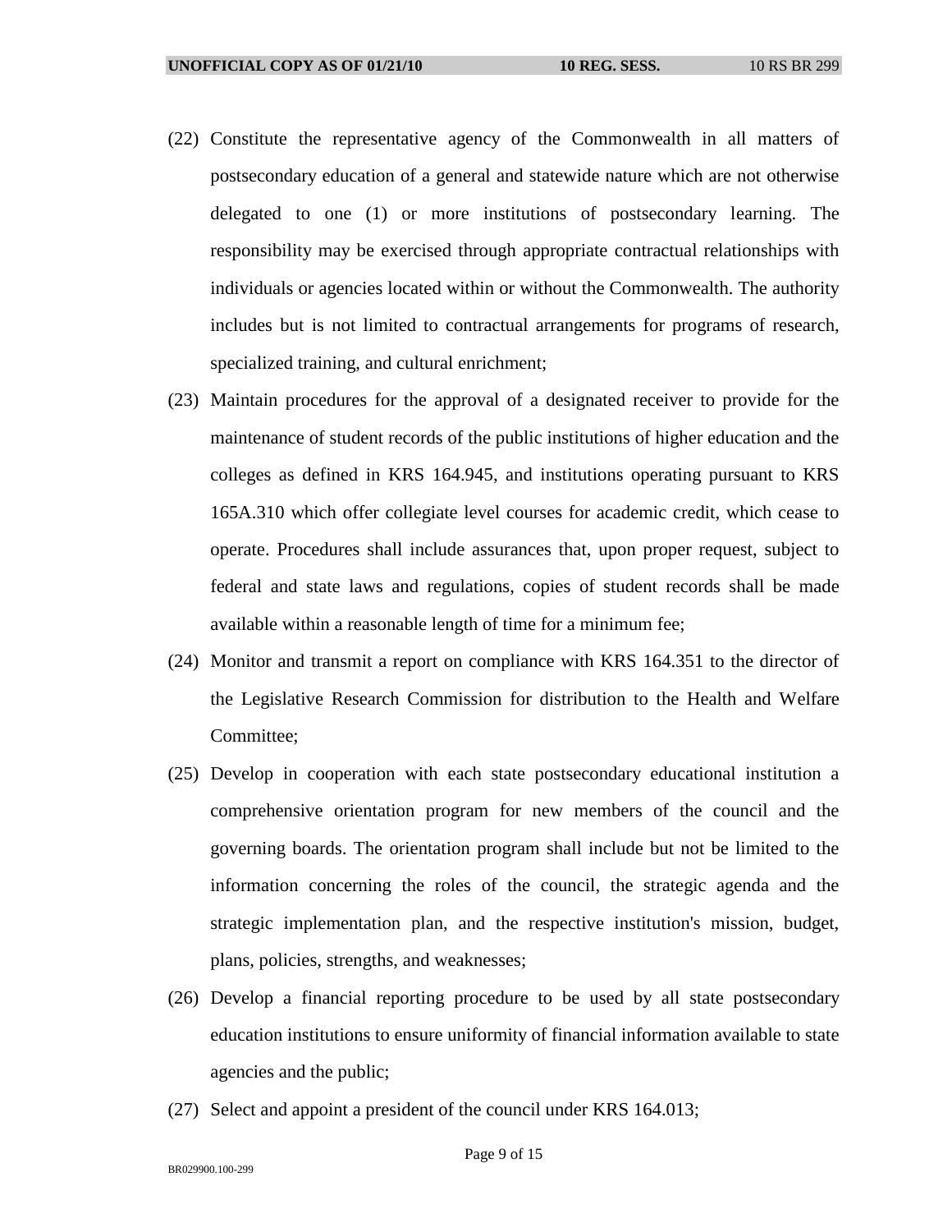(22) Constitute the representative agency of the Commonwealth in all matters of postsecondary education of a general and statewide nature which are not otherwise delegated to one (1) or more institutions of postsecondary learning. The responsibility may be exercised through appropriate contractual relationships with individuals or agencies located within or without the Commonwealth. The authority includes but is not limited to contractual arrangements for programs of research, specialized training, and cultural enrichment;

(23) Maintain procedures for the approval of a designated receiver to provide for the maintenance of student records of the public institutions of higher education and the colleges as defined in KRS 164.945, and institutions operating pursuant to KRS 165A.310 which offer collegiate level courses for academic credit, which cease to operate. Procedures shall include assurances that, upon proper request, subject to federal and state laws and regulations, copies of student records shall be made available within a reasonable length of time for a minimum fee;

(24) Monitor and transmit a report on compliance with KRS 164.351 to the director of the Legislative Research Commission for distribution to the Health and Welfare Committee;

(25) Develop in cooperation with each state postsecondary educational institution a comprehensive orientation program for new members of the council and the governing boards. The orientation program shall include but not be limited to the information concerning the roles of the council, the strategic agenda and the strategic implementation plan, and the respective institution's mission, budget, plans, policies, strengths, and weaknesses;

(26) Develop a financial reporting procedure to be used by all state postsecondary education institutions to ensure uniformity of financial information available to state agencies and the public;

(27) Select and appoint a president of the council under KRS 164.013;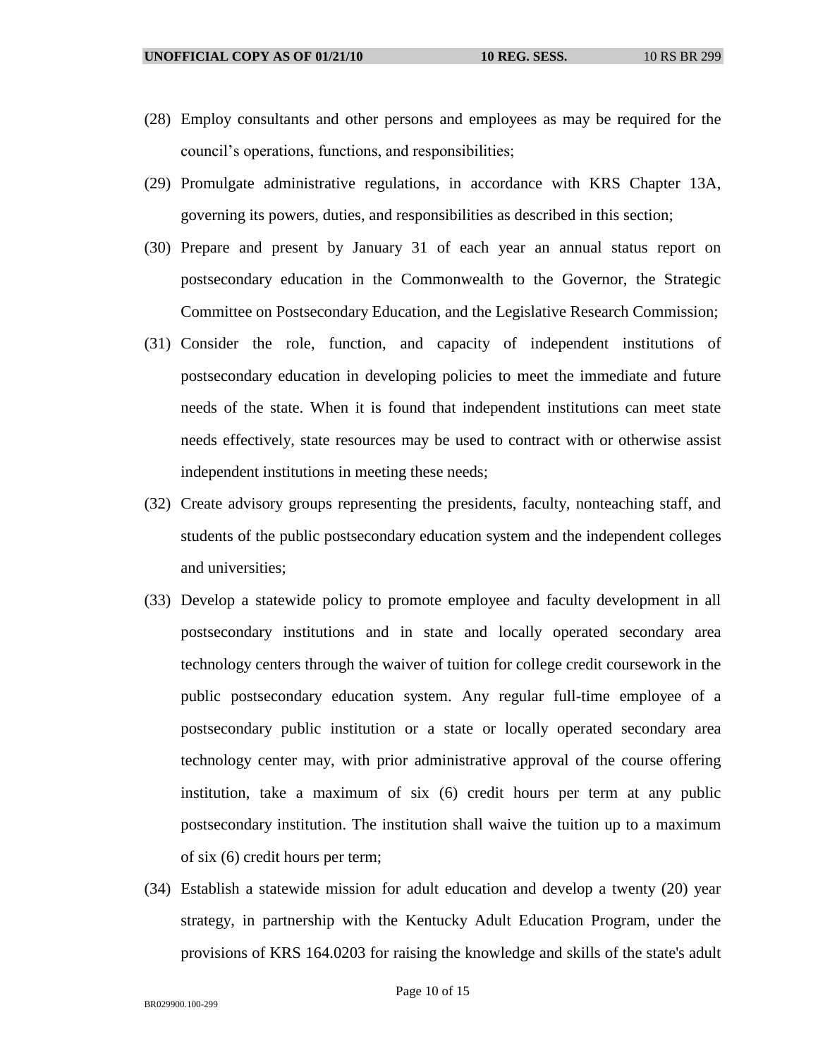(28) Employ consultants and other persons and employees as may be required for the council's operations, functions, and responsibilities;

(29) Promulgate administrative regulations, in accordance with KRS Chapter 13A, governing its powers, duties, and responsibilities as described in this section;

(30) Prepare and present by January 31 of each year an annual status report on postsecondary education in the Commonwealth to the Governor, the Strategic Committee on Postsecondary Education, and the Legislative Research Commission;

(31) Consider the role, function, and capacity of independent institutions of postsecondary education in developing policies to meet the immediate and future needs of the state. When it is found that independent institutions can meet state needs effectively, state resources may be used to contract with or otherwise assist independent institutions in meeting these needs;

(32) Create advisory groups representing the presidents, faculty, nonteaching staff, and students of the public postsecondary education system and the independent colleges and universities;

(33) Develop a statewide policy to promote employee and faculty development in all postsecondary institutions and in state and locally operated secondary area technology centers through the waiver of tuition for college credit coursework in the public postsecondary education system. Any regular full-time employee of a postsecondary public institution or a state or locally operated secondary area technology center may, with prior administrative approval of the course offering institution, take a maximum of six (6) credit hours per term at any public postsecondary institution. The institution shall waive the tuition up to a maximum of six (6) credit hours per term;

(34) Establish a statewide mission for adult education and develop a twenty (20) year strategy, in partnership with the Kentucky Adult Education Program, under the provisions of KRS 164.0203 for raising the knowledge and skills of the state's adult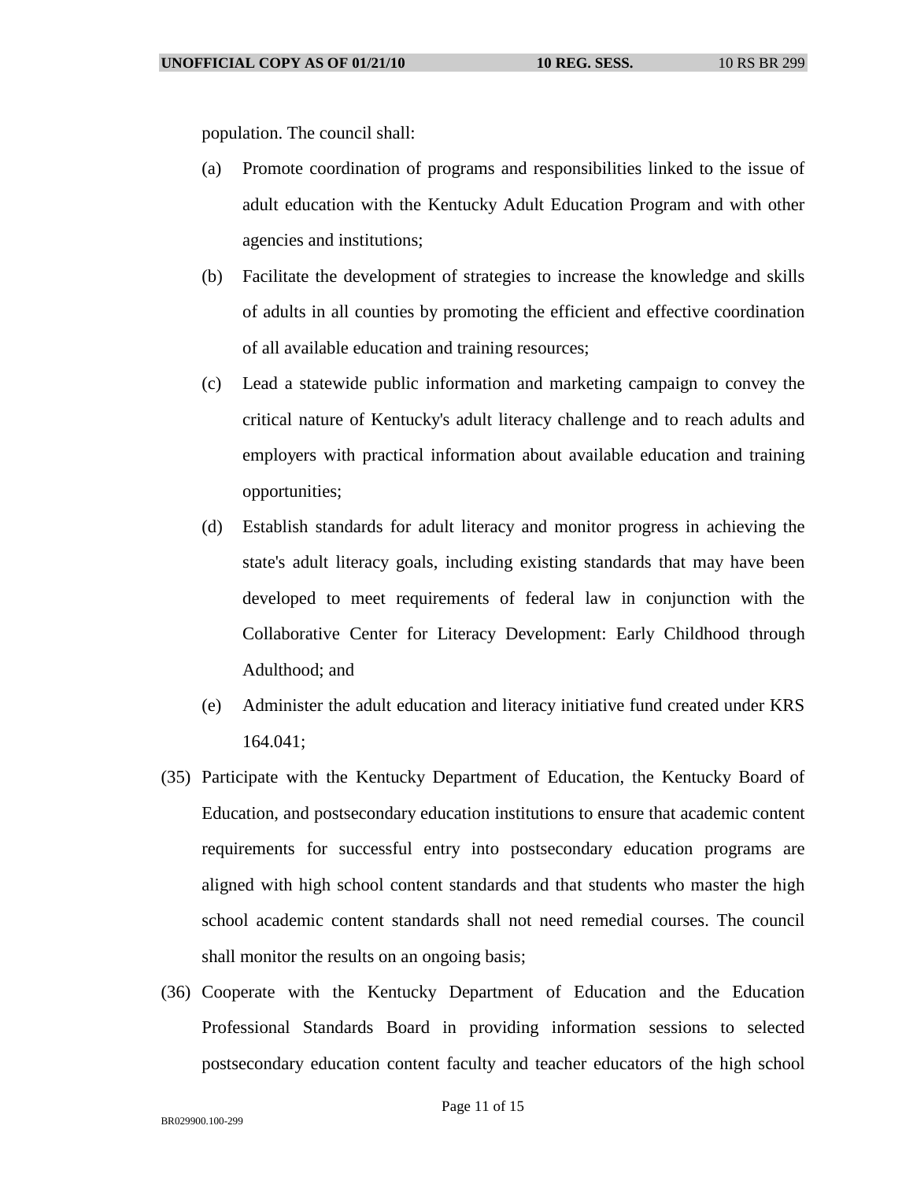population. The council shall:

(a) Promote coordination of programs and responsibilities linked to the issue of adult education with the Kentucky Adult Education Program and with other agencies and institutions;

(b) Facilitate the development of strategies to increase the knowledge and skills of adults in all counties by promoting the efficient and effective coordination of all available education and training resources;

(c) Lead a statewide public information and marketing campaign to convey the critical nature of Kentucky's adult literacy challenge and to reach adults and employers with practical information about available education and training opportunities;

(d) Establish standards for adult literacy and monitor progress in achieving the state's adult literacy goals, including existing standards that may have been developed to meet requirements of federal law in conjunction with the Collaborative Center for Literacy Development: Early Childhood through Adulthood; and

(e) Administer the adult education and literacy initiative fund created under KRS 164.041;

(35) Participate with the Kentucky Department of Education, the Kentucky Board of Education, and postsecondary education institutions to ensure that academic content requirements for successful entry into postsecondary education programs are aligned with high school content standards and that students who master the high school academic content standards shall not need remedial courses. The council shall monitor the results on an ongoing basis;

(36) Cooperate with the Kentucky Department of Education and the Education Professional Standards Board in providing information sessions to selected postsecondary education content faculty and teacher educators of the high school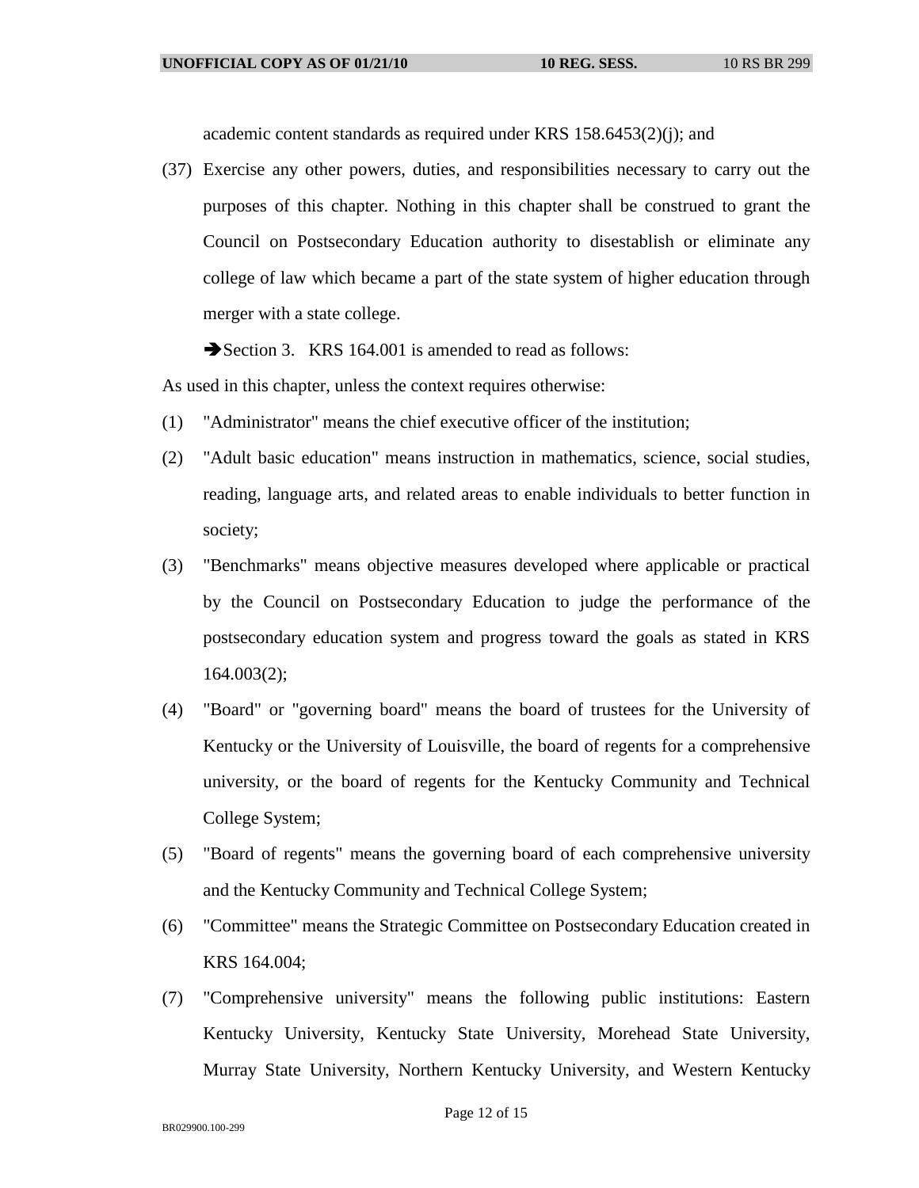academic content standards as required under KRS 158.6453(2)(j); and

(37) Exercise any other powers, duties, and responsibilities necessary to carry out the purposes of this chapter. Nothing in this chapter shall be construed to grant the Council on Postsecondary Education authority to disestablish or eliminate any college of law which became a part of the state system of higher education through merger with a state college.

➔Section 3. KRS 164.001 is amended to read as follows:

As used in this chapter, unless the context requires otherwise:

(1) "Administrator" means the chief executive officer of the institution;

(2) "Adult basic education" means instruction in mathematics, science, social studies, reading, language arts, and related areas to enable individuals to better function in society;

(3) "Benchmarks" means objective measures developed where applicable or practical by the Council on Postsecondary Education to judge the performance of the postsecondary education system and progress toward the goals as stated in KRS 164.003(2);

(4) "Board" or "governing board" means the board of trustees for the University of Kentucky or the University of Louisville, the board of regents for a comprehensive university, or the board of regents for the Kentucky Community and Technical College System;

(5) "Board of regents" means the governing board of each comprehensive university and the Kentucky Community and Technical College System;

(6) "Committee" means the Strategic Committee on Postsecondary Education created in KRS 164.004;

(7) "Comprehensive university" means the following public institutions: Eastern Kentucky University, Kentucky State University, Morehead State University, Murray State University, Northern Kentucky University, and Western Kentucky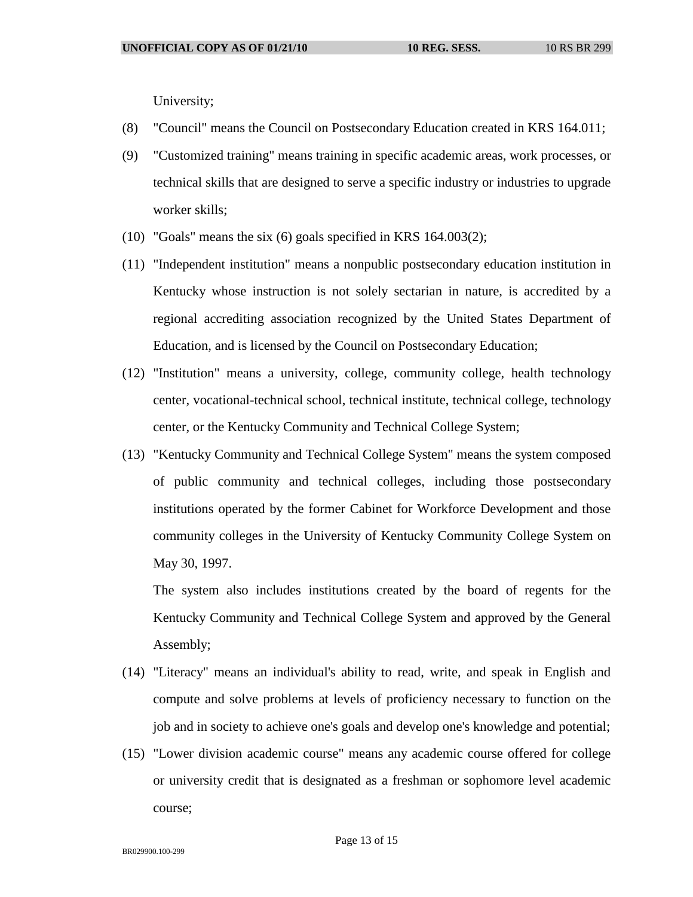University;

(8) "Council" means the Council on Postsecondary Education created in KRS 164.011;

(9) "Customized training" means training in specific academic areas, work processes, or technical skills that are designed to serve a specific industry or industries to upgrade worker skills;

(10) "Goals" means the six (6) goals specified in KRS 164.003(2);

(11) "Independent institution" means a nonpublic postsecondary education institution in Kentucky whose instruction is not solely sectarian in nature, is accredited by a regional accrediting association recognized by the United States Department of Education, and is licensed by the Council on Postsecondary Education;

(12) "Institution" means a university, college, community college, health technology center, vocational-technical school, technical institute, technical college, technology center, or the Kentucky Community and Technical College System;

(13) "Kentucky Community and Technical College System" means the system composed of public community and technical colleges, including those postsecondary institutions operated by the former Cabinet for Workforce Development and those community colleges in the University of Kentucky Community College System on May 30, 1997.

The system also includes institutions created by the board of regents for the Kentucky Community and Technical College System and approved by the General Assembly;

(14) "Literacy" means an individual's ability to read, write, and speak in English and compute and solve problems at levels of proficiency necessary to function on the job and in society to achieve one's goals and develop one's knowledge and potential;

(15) "Lower division academic course" means any academic course offered for college or university credit that is designated as a freshman or sophomore level academic course;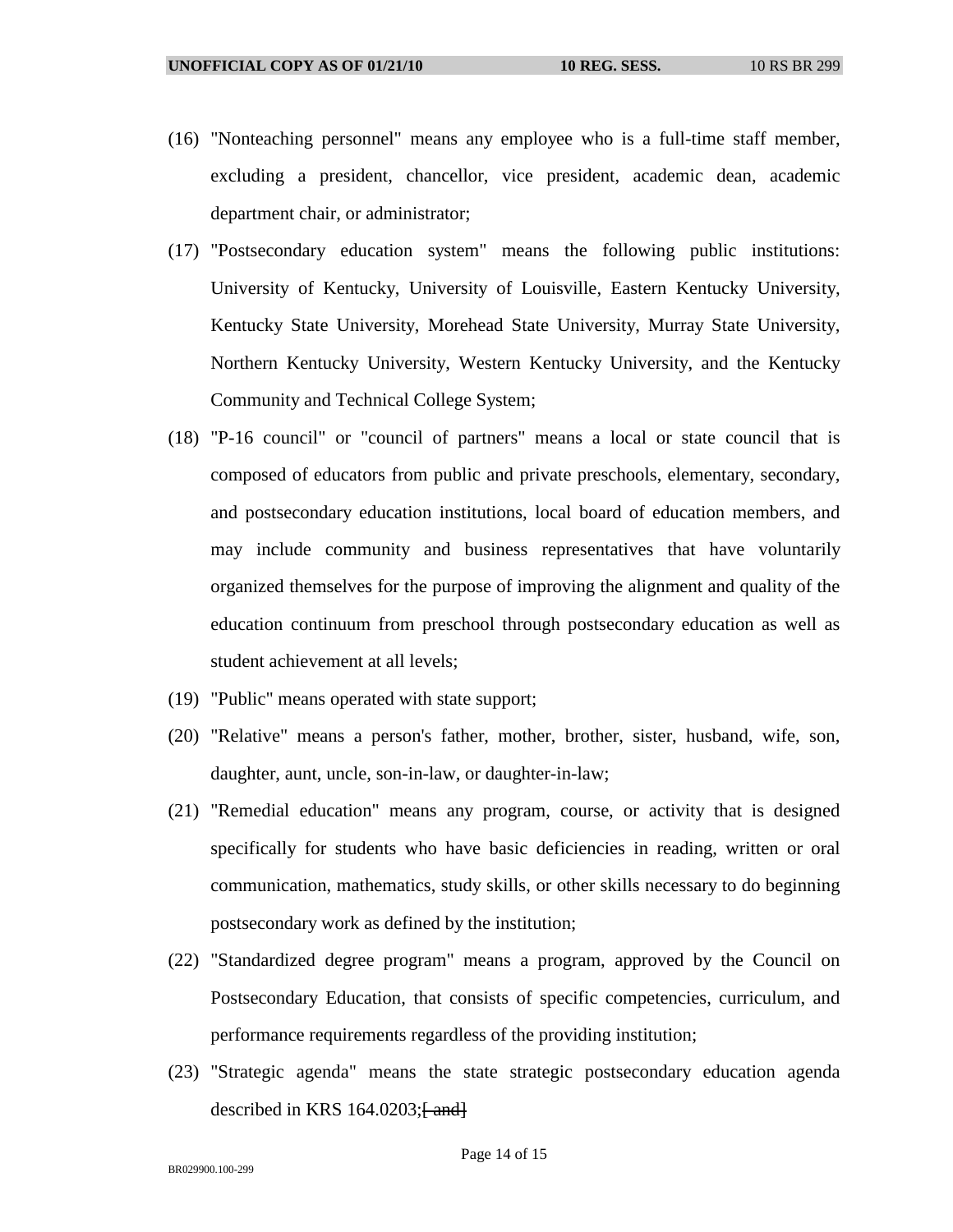(16) "Nonteaching personnel" means any employee who is a full-time staff member, excluding a president, chancellor, vice president, academic dean, academic department chair, or administrator;

(17) "Postsecondary education system" means the following public institutions: University of Kentucky, University of Louisville, Eastern Kentucky University, Kentucky State University, Morehead State University, Murray State University, Northern Kentucky University, Western Kentucky University, and the Kentucky Community and Technical College System;

(18) "P-16 council" or "council of partners" means a local or state council that is composed of educators from public and private preschools, elementary, secondary, and postsecondary education institutions, local board of education members, and may include community and business representatives that have voluntarily organized themselves for the purpose of improving the alignment and quality of the education continuum from preschool through postsecondary education as well as student achievement at all levels;

(19) "Public" means operated with state support;

(20) "Relative" means a person's father, mother, brother, sister, husband, wife, son, daughter, aunt, uncle, son-in-law, or daughter-in-law;

(21) "Remedial education" means any program, course, or activity that is designed specifically for students who have basic deficiencies in reading, written or oral communication, mathematics, study skills, or other skills necessary to do beginning postsecondary work as defined by the institution;

(22) "Standardized degree program" means a program, approved by the Council on Postsecondary Education, that consists of specific competencies, curriculum, and performance requirements regardless of the providing institution;

(23) "Strategic agenda" means the state strategic postsecondary education agenda described in KRS 164.0203;~~[ and]~~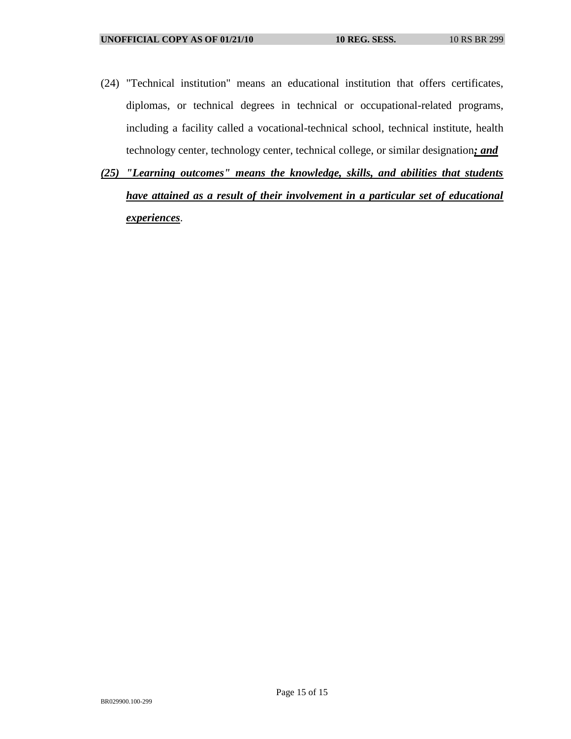(24) "Technical institution" means an educational institution that offers certificates, diplomas, or technical degrees in technical or occupational-related programs, including a facility called a vocational-technical school, technical institute, health technology center, technology center, technical college, or similar designation***; and***

***(25) "Learning outcomes" means the knowledge, skills, and abilities that students have attained as a result of their involvement in a particular set of educational experiences***.